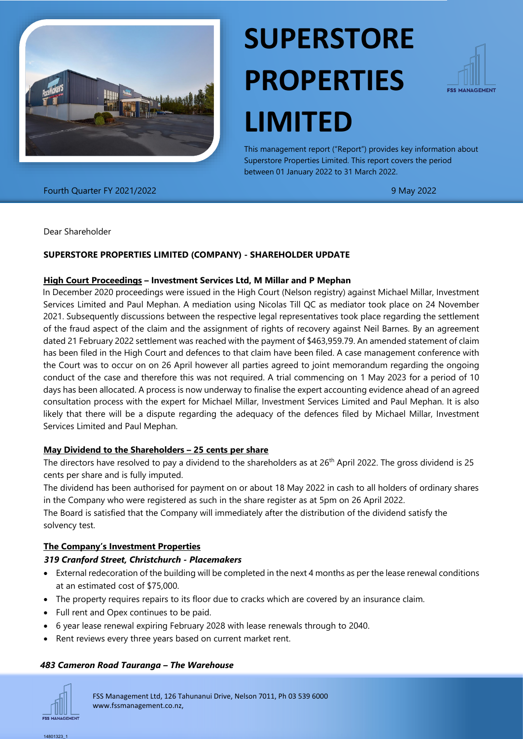# SUPERSTORE PROPERTIES LIMITED

This management report ("Report") provides key information about Superstore Properties Limited. This report covers the period between 01 January 2022 to 31 March 2022.

Fourth Quarter FY 2021/2022

9 May 2022

Dear Shareholder

**SUPERSTORE PROPERTIES LIMITED (COMPANY) - SHAREHOLDER UPDATE**

**High Court Proceedings – Investment Services Ltd, M Millar and P Mephan**

In December 2020 proceedings were issued in the High Court (Nelson registry) against Michael Millar, Investment Services Limited and Paul Mephan. A mediation using Nicolas Till QC as mediator took place on 24 November 2021. Subsequently discussions between the respective legal representatives took place regarding the settlement of the fraud aspect of the claim and the assignment of rights of recovery against Neil Barnes. By an agreement dated 21 February 2022 settlement was reached with the payment of $463,959.79. An amended statement of claim has been filed in the High Court and defences to that claim have been filed. A case management conference with the Court was to occur on on 26 April however all parties agreed to joint memorandum regarding the ongoing conduct of the case and therefore this was not required. A trial commencing on 1 May 2023 for a period of 10 days has been allocated. A process is now underway to finalise the expert accounting evidence ahead of an agreed consultation process with the expert for Michael Millar, Investment Services Limited and Paul Mephan. It is also likely that there will be a dispute regarding the adequacy of the defences filed by Michael Millar, Investment Services Limited and Paul Mephan.

**May Dividend to the Shareholders – 25 cents per share**

The directors have resolved to pay a dividend to the shareholders as at 26th April 2022. The gross dividend is 25 cents per share and is fully imputed.

The dividend has been authorised for payment on or about 18 May 2022 in cash to all holders of ordinary shares in the Company who were registered as such in the share register as at 5pm on 26 April 2022.

The Board is satisfied that the Company will immediately after the distribution of the dividend satisfy the solvency test.

**The Company's Investment Properties**

***319 Cranford Street, Christchurch - Placemakers***

- External redecoration of the building will be completed in the next 4 months as per the lease renewal conditions at an estimated cost of $75,000.
- The property requires repairs to its floor due to cracks which are covered by an insurance claim.
- Full rent and Opex continues to be paid.
- 6 year lease renewal expiring February 2028 with lease renewals through to 2040.
- Rent reviews every three years based on current market rent.

***483 Cameron Road Tauranga – The Warehouse***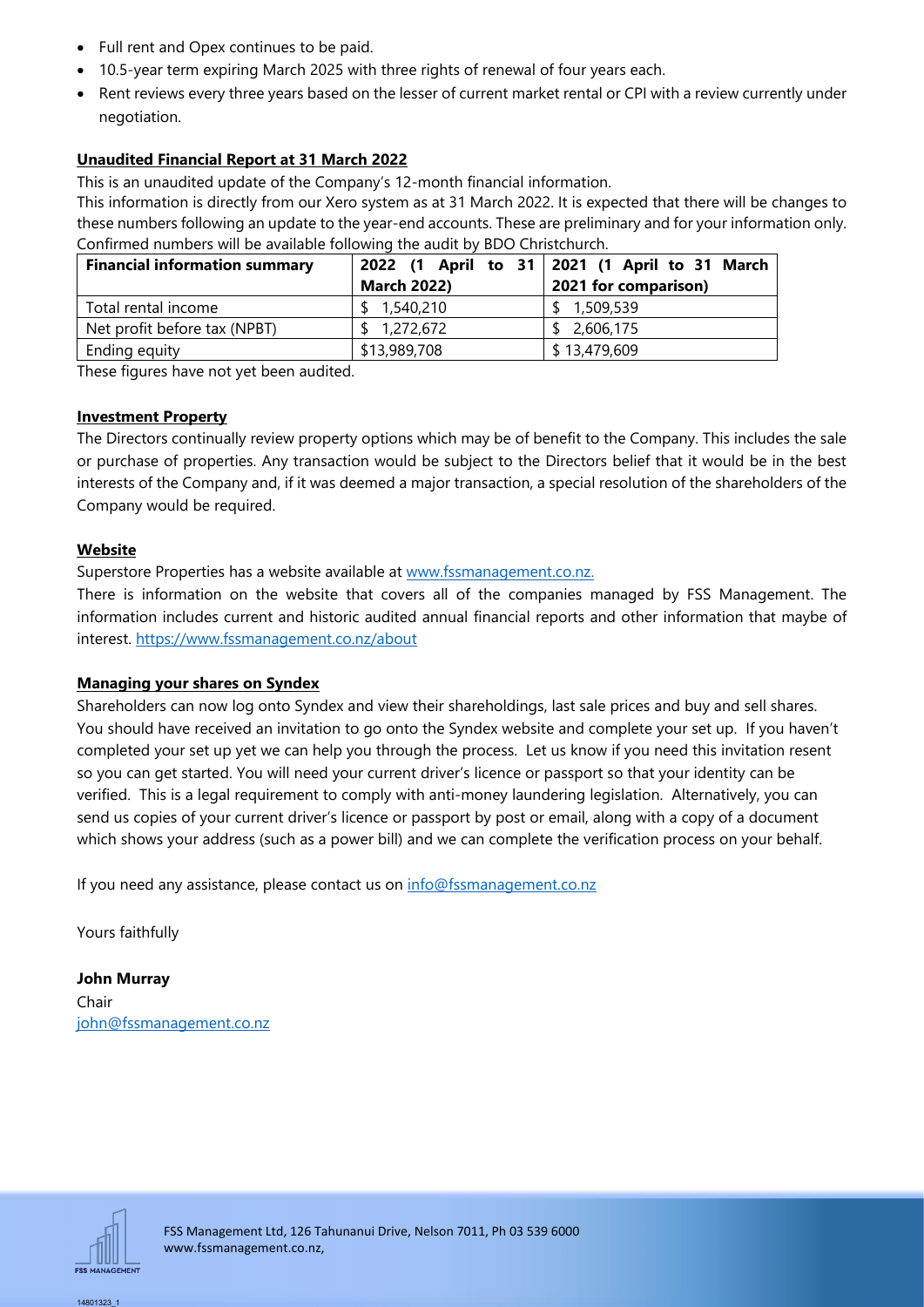- Full rent and Opex continues to be paid.
- 10.5-year term expiring March 2025 with three rights of renewal of four years each.
- Rent reviews every three years based on the lesser of current market rental or CPI with a review currently under negotiation.

**Unaudited Financial Report at 31 March 2022**

This is an unaudited update of the Company's 12-month financial information.

This information is directly from our Xero system as at 31 March 2022. It is expected that there will be changes to these numbers following an update to the year-end accounts. These are preliminary and for your information only. Confirmed numbers will be available following the audit by BDO Christchurch.

| Financial information summary | 2022 (1 April to 31 March 2022) | 2021 (1 April to 31 March 2021 for comparison) |
|---|---|---|
| Total rental income | $ 1,540,210 | $ 1,509,539 |
| Net profit before tax (NPBT) | $ 1,272,672 | $ 2,606,175 |
| Ending equity | $13,989,708 | $ 13,479,609 |

These figures have not yet been audited.

**Investment Property**

The Directors continually review property options which may be of benefit to the Company. This includes the sale or purchase of properties. Any transaction would be subject to the Directors belief that it would be in the best interests of the Company and, if it was deemed a major transaction, a special resolution of the shareholders of the Company would be required.

**Website**

Superstore Properties has a website available at www.fssmanagement.co.nz.

There is information on the website that covers all of the companies managed by FSS Management. The information includes current and historic audited annual financial reports and other information that maybe of interest. https://www.fssmanagement.co.nz/about

**Managing your shares on Syndex**

Shareholders can now log onto Syndex and view their shareholdings, last sale prices and buy and sell shares. You should have received an invitation to go onto the Syndex website and complete your set up. If you haven't completed your set up yet we can help you through the process. Let us know if you need this invitation resent so you can get started. You will need your current driver's licence or passport so that your identity can be verified. This is a legal requirement to comply with anti-money laundering legislation. Alternatively, you can send us copies of your current driver's licence or passport by post or email, along with a copy of a document which shows your address (such as a power bill) and we can complete the verification process on your behalf.

If you need any assistance, please contact us on info@fssmanagement.co.nz

Yours faithfully

**John Murray**
Chair
john@fssmanagement.co.nz

FSS Management Ltd, 126 Tahunanui Drive, Nelson 7011, Ph 03 539 6000
www.fssmanagement.co.nz,